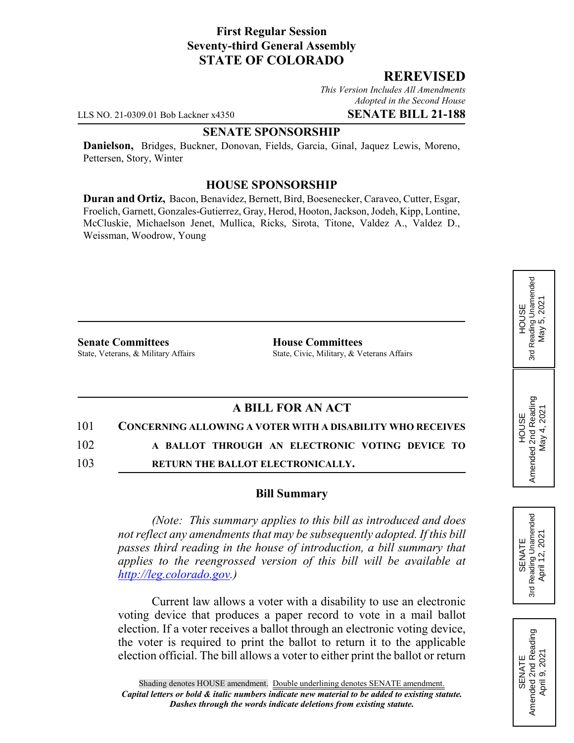**First Regular Session**
**Seventy-third General Assembly**
**STATE OF COLORADO**

## REREVISED

*This Version Includes All Amendments Adopted in the Second House*

LLS NO. 21-0309.01 Bob Lackner x4350 **SENATE BILL 21-188**

### SENATE SPONSORSHIP

**Danielson,** Bridges, Buckner, Donovan, Fields, Garcia, Ginal, Jaquez Lewis, Moreno, Pettersen, Story, Winter

### HOUSE SPONSORSHIP

**Duran and Ortiz,** Bacon, Benavidez, Bernett, Bird, Boesenecker, Caraveo, Cutter, Esgar, Froelich, Garnett, Gonzales-Gutierrez, Gray, Herod, Hooton, Jackson, Jodeh, Kipp, Lontine, McCluskie, Michaelson Jenet, Mullica, Ricks, Sirota, Titone, Valdez A., Valdez D., Weissman, Woodrow, Young

**Senate Committees**
State, Veterans, & Military Affairs

**House Committees**
State, Civic, Military, & Veterans Affairs

HOUSE 3rd Reading Unamended May 5, 2021

HOUSE Amended 2nd Reading May 4, 2021

SENATE 3rd Reading Unamended April 12, 2021

SENATE Amended 2nd Reading April 9, 2021

### A BILL FOR AN ACT

101 **CONCERNING ALLOWING A VOTER WITH A DISABILITY WHO RECEIVES**
102 **A BALLOT THROUGH AN ELECTRONIC VOTING DEVICE TO**
103 **RETURN THE BALLOT ELECTRONICALLY.**

### Bill Summary

*(Note: This summary applies to this bill as introduced and does not reflect any amendments that may be subsequently adopted. If this bill passes third reading in the house of introduction, a bill summary that applies to the reengrossed version of this bill will be available at http://leg.colorado.gov.)*

Current law allows a voter with a disability to use an electronic voting device that produces a paper record to vote in a mail ballot election. If a voter receives a ballot through an electronic voting device, the voter is required to print the ballot to return it to the applicable election official. The bill allows a voter to either print the ballot or return

Shading denotes HOUSE amendment. Double underlining denotes SENATE amendment.
*Capital letters or bold & italic numbers indicate new material to be added to existing statute.*
*Dashes through the words indicate deletions from existing statute.*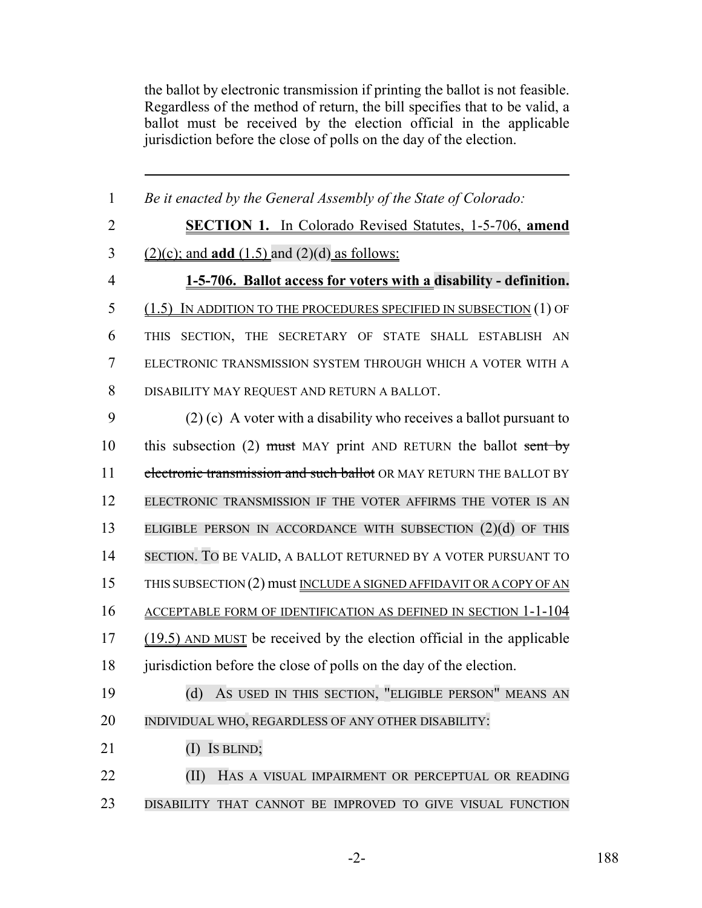the ballot by electronic transmission if printing the ballot is not feasible. Regardless of the method of return, the bill specifies that to be valid, a ballot must be received by the election official in the applicable jurisdiction before the close of polls on the day of the election.

---

1 *Be it enacted by the General Assembly of the State of Colorado:*

2 **SECTION 1.** In Colorado Revised Statutes, 1-5-706, **amend**

3 (2)(c); and **add** (1.5) and (2)(d) as follows:

4 **1-5-706. Ballot access for voters with a disability - definition.**

5 (1.5) IN ADDITION TO THE PROCEDURES SPECIFIED IN SUBSECTION (1) OF

6 THIS SECTION, THE SECRETARY OF STATE SHALL ESTABLISH AN

7 ELECTRONIC TRANSMISSION SYSTEM THROUGH WHICH A VOTER WITH A

8 DISABILITY MAY REQUEST AND RETURN A BALLOT.

9 (2) (c) A voter with a disability who receives a ballot pursuant to

10 this subsection (2) ~~must~~ MAY print AND RETURN the ballot ~~sent by~~

11 ~~electronic transmission and such ballot~~ OR MAY RETURN THE BALLOT BY

12 ELECTRONIC TRANSMISSION IF THE VOTER AFFIRMS THE VOTER IS AN

13 ELIGIBLE PERSON IN ACCORDANCE WITH SUBSECTION (2)(d) OF THIS

14 SECTION. TO BE VALID, A BALLOT RETURNED BY A VOTER PURSUANT TO

15 THIS SUBSECTION (2) must INCLUDE A SIGNED AFFIDAVIT OR A COPY OF AN

16 ACCEPTABLE FORM OF IDENTIFICATION AS DEFINED IN SECTION 1-1-104

17 (19.5) AND MUST be received by the election official in the applicable

18 jurisdiction before the close of polls on the day of the election.

19 (d) AS USED IN THIS SECTION, "ELIGIBLE PERSON" MEANS AN

20 INDIVIDUAL WHO, REGARDLESS OF ANY OTHER DISABILITY:

21 (I) IS BLIND;

22 (II) HAS A VISUAL IMPAIRMENT OR PERCEPTUAL OR READING

23 DISABILITY THAT CANNOT BE IMPROVED TO GIVE VISUAL FUNCTION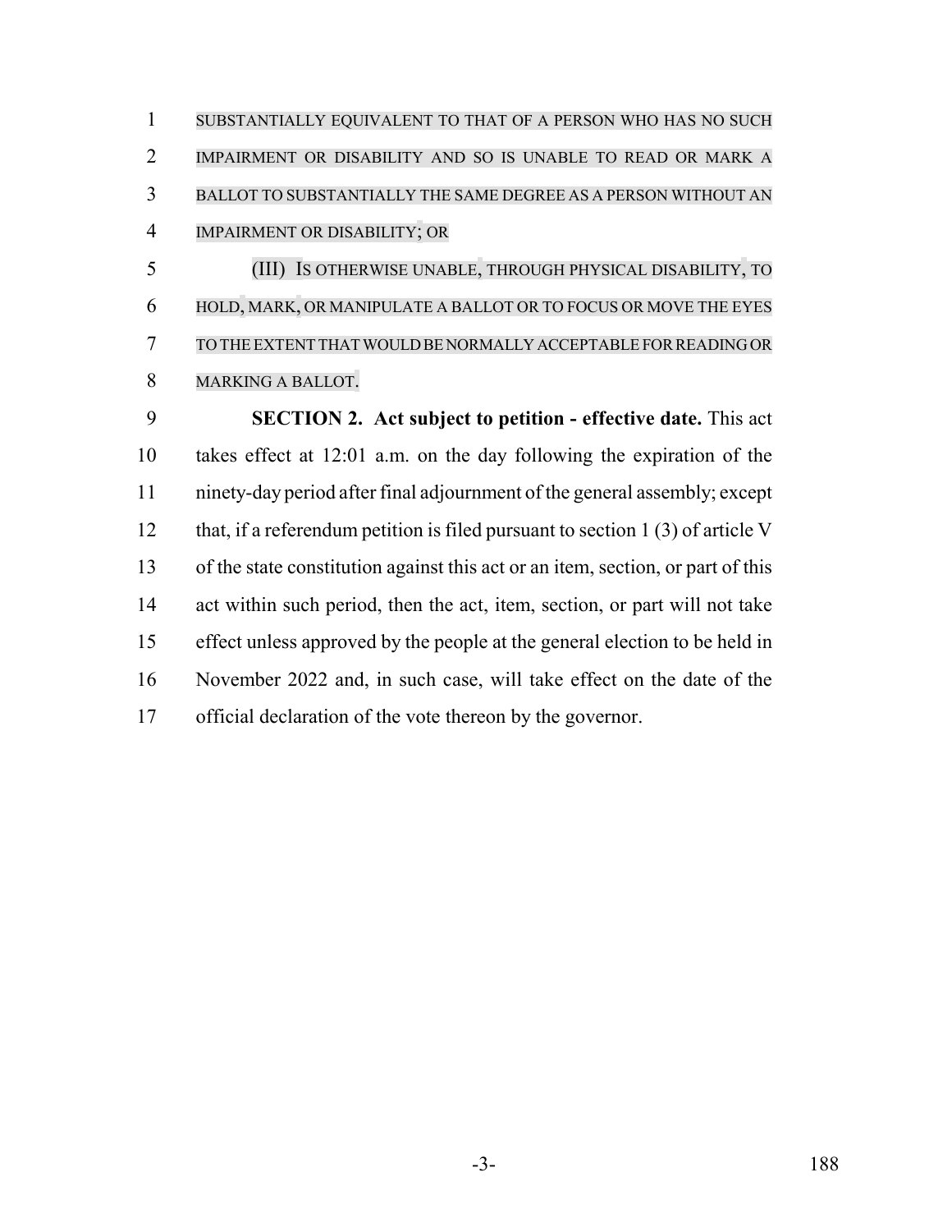SUBSTANTIALLY EQUIVALENT TO THAT OF A PERSON WHO HAS NO SUCH IMPAIRMENT OR DISABILITY AND SO IS UNABLE TO READ OR MARK A BALLOT TO SUBSTANTIALLY THE SAME DEGREE AS A PERSON WITHOUT AN IMPAIRMENT OR DISABILITY; OR

(III) IS OTHERWISE UNABLE, THROUGH PHYSICAL DISABILITY, TO HOLD, MARK, OR MANIPULATE A BALLOT OR TO FOCUS OR MOVE THE EYES TO THE EXTENT THAT WOULD BE NORMALLY ACCEPTABLE FOR READING OR MARKING A BALLOT.

**SECTION 2. Act subject to petition - effective date.** This act takes effect at 12:01 a.m. on the day following the expiration of the ninety-day period after final adjournment of the general assembly; except that, if a referendum petition is filed pursuant to section 1 (3) of article V of the state constitution against this act or an item, section, or part of this act within such period, then the act, item, section, or part will not take effect unless approved by the people at the general election to be held in November 2022 and, in such case, will take effect on the date of the official declaration of the vote thereon by the governor.